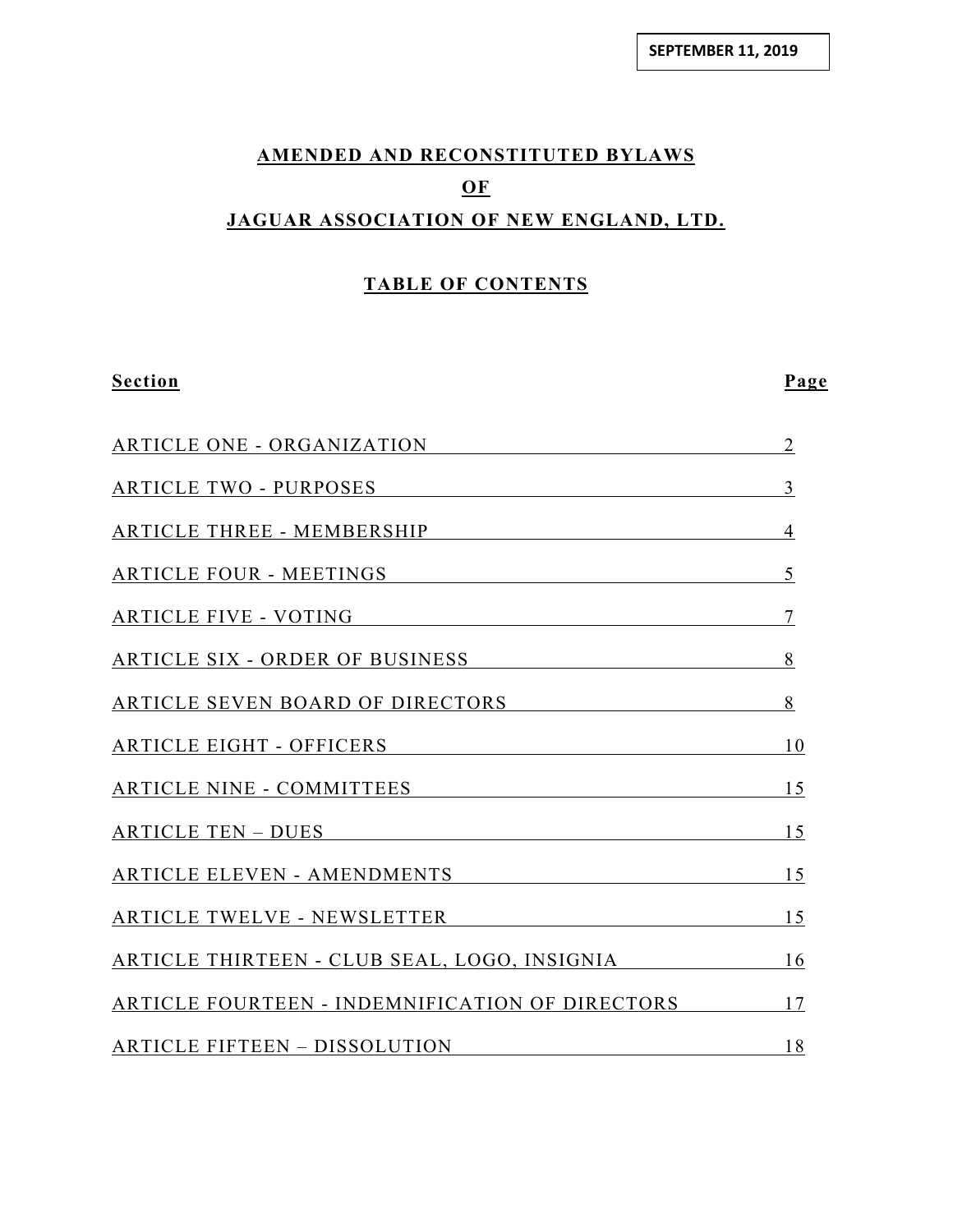**SEPTEMBER 11, 2019**

# AMENDED AND RECONSTITUTED BYLAWS

# OF

# JAGUAR ASSOCIATION OF NEW ENGLAND, LTD.

## TABLE OF CONTENTS

| Section | Page |
|---|---|
| ARTICLE ONE - ORGANIZATION | 2 |
| ARTICLE TWO - PURPOSES | 3 |
| ARTICLE THREE - MEMBERSHIP | 4 |
| ARTICLE FOUR - MEETINGS | 5 |
| ARTICLE FIVE - VOTING | 7 |
| ARTICLE SIX - ORDER OF BUSINESS | 8 |
| ARTICLE SEVEN BOARD OF DIRECTORS | 8 |
| ARTICLE EIGHT - OFFICERS | 10 |
| ARTICLE NINE - COMMITTEES | 15 |
| ARTICLE TEN – DUES | 15 |
| ARTICLE ELEVEN - AMENDMENTS | 15 |
| ARTICLE TWELVE - NEWSLETTER | 15 |
| ARTICLE THIRTEEN - CLUB SEAL, LOGO, INSIGNIA | 16 |
| ARTICLE FOURTEEN - INDEMNIFICATION OF DIRECTORS | 17 |
| ARTICLE FIFTEEN – DISSOLUTION | 18 |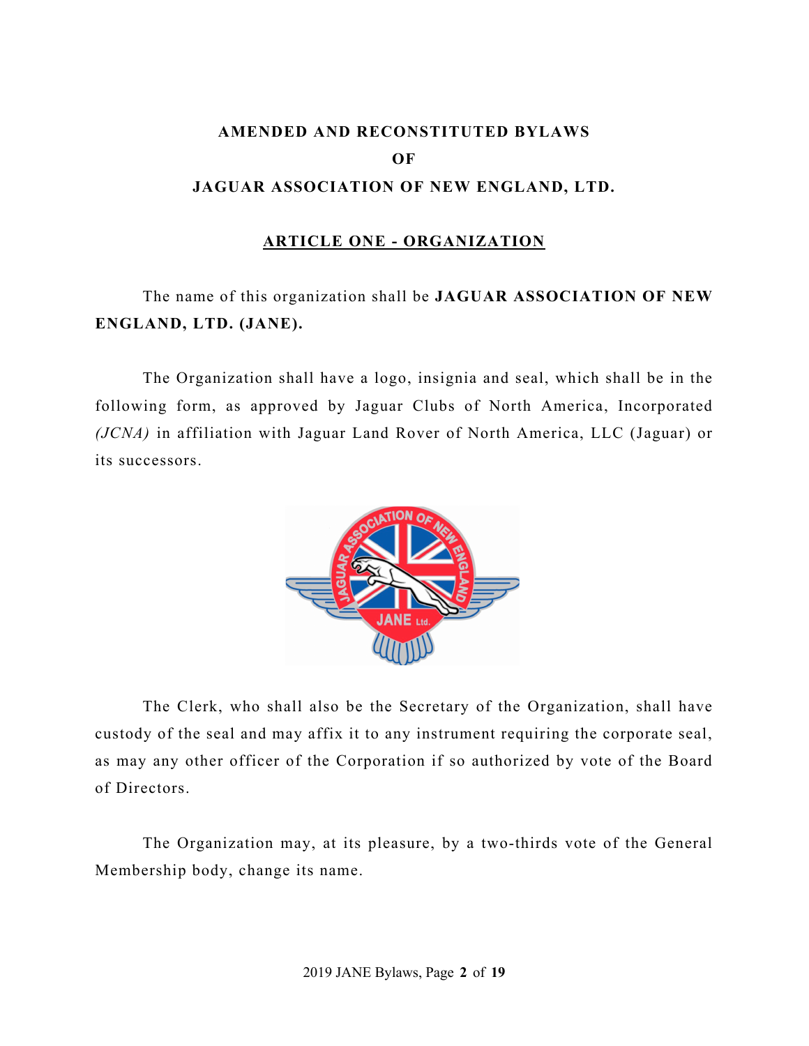**AMENDED AND RECONSTITUTED BYLAWS**
**OF**
**JAGUAR ASSOCIATION OF NEW ENGLAND, LTD.**

## ARTICLE ONE - ORGANIZATION

The name of this organization shall be **JAGUAR ASSOCIATION OF NEW ENGLAND, LTD. (JANE).**

The Organization shall have a logo, insignia and seal, which shall be in the following form, as approved by Jaguar Clubs of North America, Incorporated *(JCNA)* in affiliation with Jaguar Land Rover of North America, LLC (Jaguar) or its successors.

The Clerk, who shall also be the Secretary of the Organization, shall have custody of the seal and may affix it to any instrument requiring the corporate seal, as may any other officer of the Corporation if so authorized by vote of the Board of Directors.

The Organization may, at its pleasure, by a two-thirds vote of the General Membership body, change its name.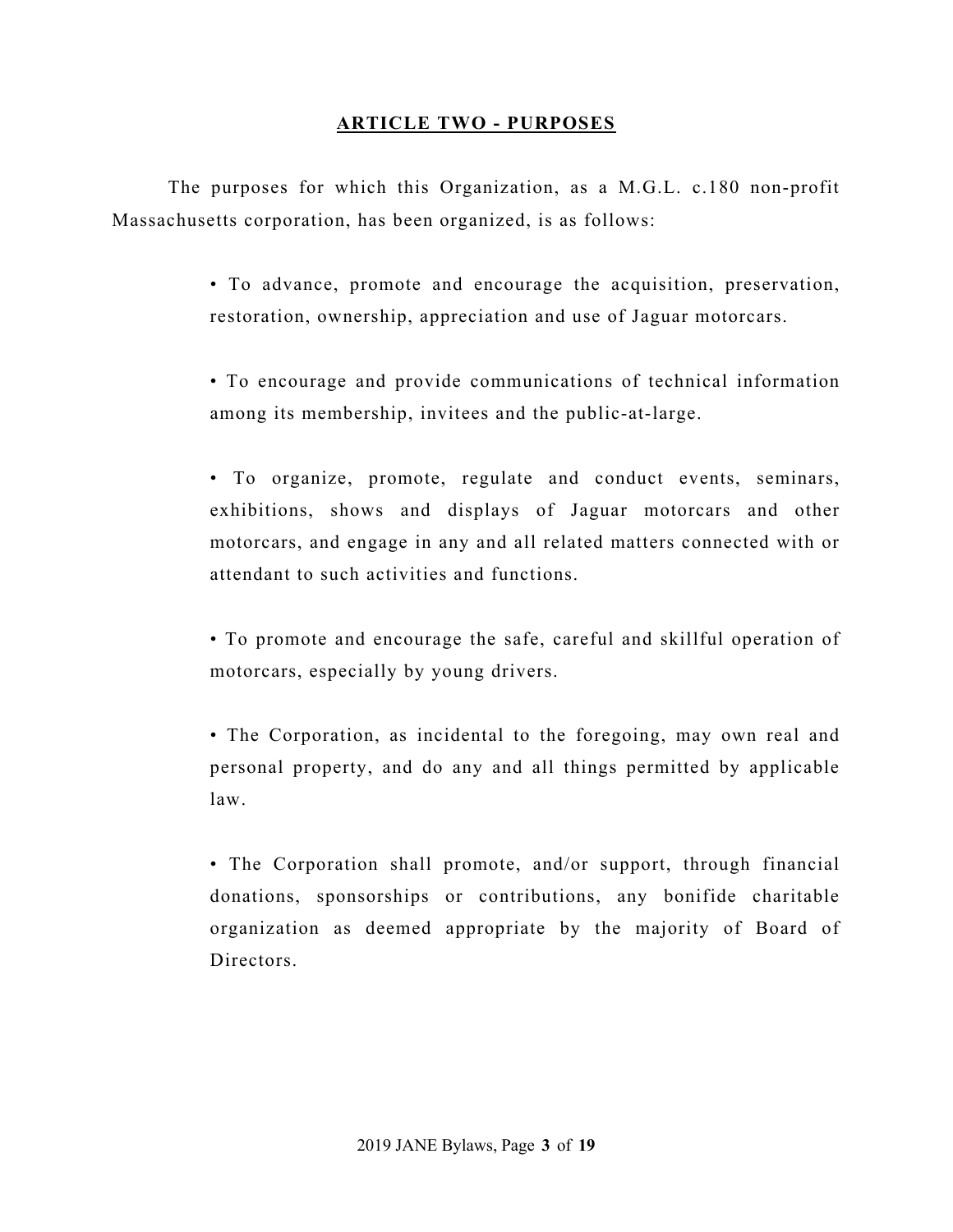## ARTICLE TWO - PURPOSES

The purposes for which this Organization, as a M.G.L. c.180 non-profit Massachusetts corporation, has been organized, is as follows:

- To advance, promote and encourage the acquisition, preservation, restoration, ownership, appreciation and use of Jaguar motorcars.

- To encourage and provide communications of technical information among its membership, invitees and the public-at-large.

- To organize, promote, regulate and conduct events, seminars, exhibitions, shows and displays of Jaguar motorcars and other motorcars, and engage in any and all related matters connected with or attendant to such activities and functions.

- To promote and encourage the safe, careful and skillful operation of motorcars, especially by young drivers.

- The Corporation, as incidental to the foregoing, may own real and personal property, and do any and all things permitted by applicable law.

- The Corporation shall promote, and/or support, through financial donations, sponsorships or contributions, any bonifide charitable organization as deemed appropriate by the majority of Board of Directors.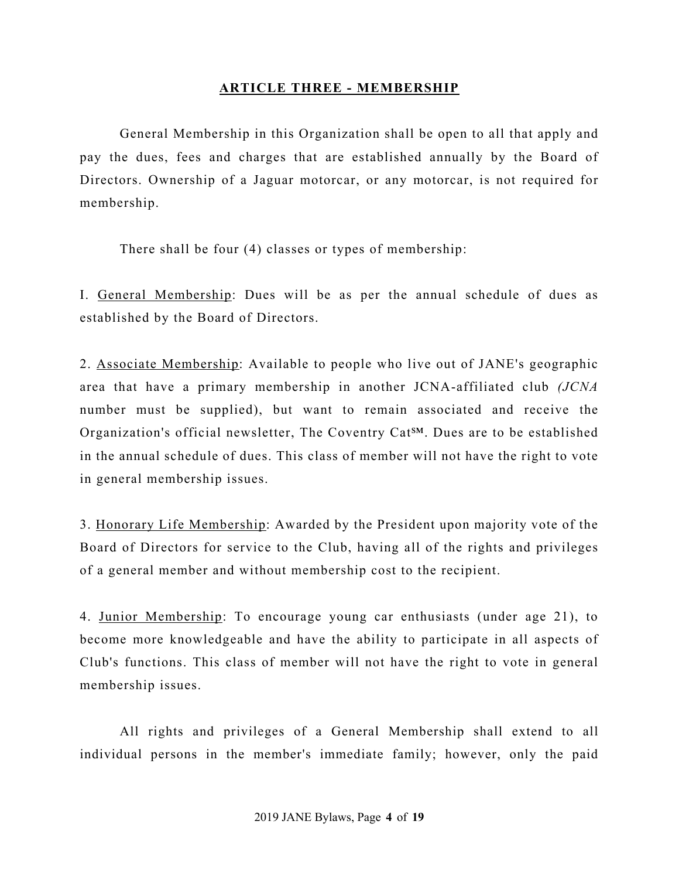## ARTICLE THREE - MEMBERSHIP

General Membership in this Organization shall be open to all that apply and pay the dues, fees and charges that are established annually by the Board of Directors. Ownership of a Jaguar motorcar, or any motorcar, is not required for membership.

There shall be four (4) classes or types of membership:

I. General Membership: Dues will be as per the annual schedule of dues as established by the Board of Directors.

2. Associate Membership: Available to people who live out of JANE's geographic area that have a primary membership in another JCNA-affiliated club *(JCNA* number must be supplied), but want to remain associated and receive the Organization's official newsletter, The Coventry Cat℠. Dues are to be established in the annual schedule of dues. This class of member will not have the right to vote in general membership issues.

3. Honorary Life Membership: Awarded by the President upon majority vote of the Board of Directors for service to the Club, having all of the rights and privileges of a general member and without membership cost to the recipient.

4. Junior Membership: To encourage young car enthusiasts (under age 21), to become more knowledgeable and have the ability to participate in all aspects of Club's functions. This class of member will not have the right to vote in general membership issues.

All rights and privileges of a General Membership shall extend to all individual persons in the member's immediate family; however, only the paid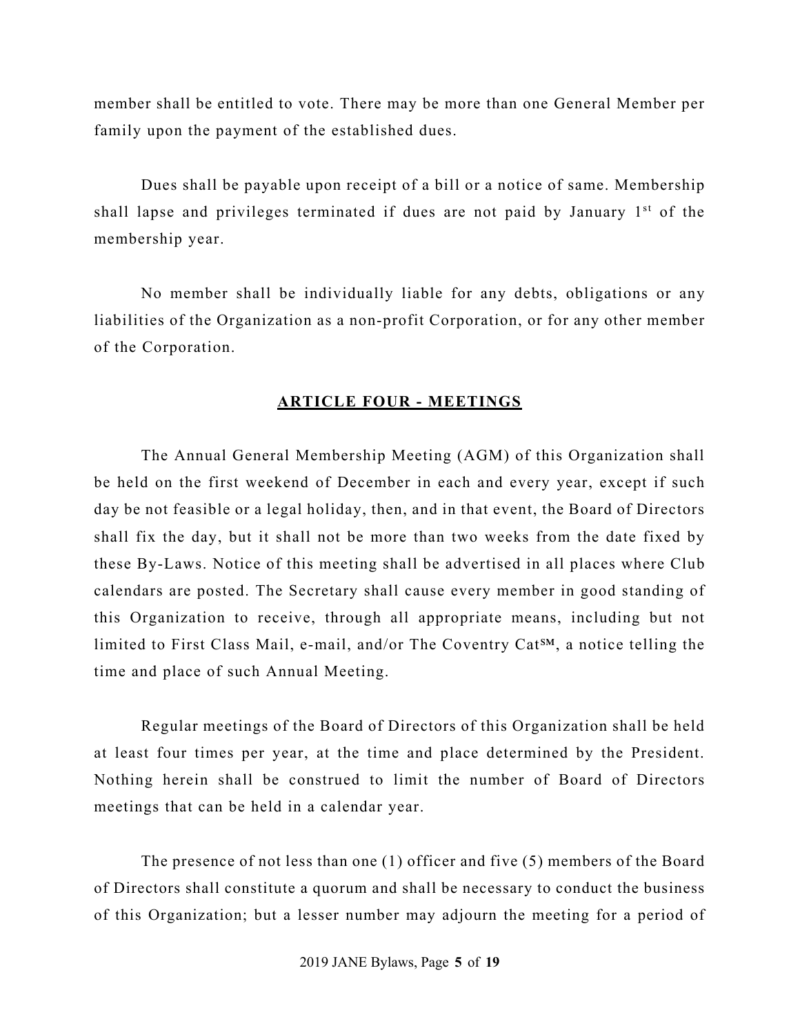member shall be entitled to vote. There may be more than one General Member per family upon the payment of the established dues.

Dues shall be payable upon receipt of a bill or a notice of same. Membership shall lapse and privileges terminated if dues are not paid by January 1st of the membership year.

No member shall be individually liable for any debts, obligations or any liabilities of the Organization as a non-profit Corporation, or for any other member of the Corporation.

## ARTICLE FOUR - MEETINGS

The Annual General Membership Meeting (AGM) of this Organization shall be held on the first weekend of December in each and every year, except if such day be not feasible or a legal holiday, then, and in that event, the Board of Directors shall fix the day, but it shall not be more than two weeks from the date fixed by these By-Laws. Notice of this meeting shall be advertised in all places where Club calendars are posted. The Secretary shall cause every member in good standing of this Organization to receive, through all appropriate means, including but not limited to First Class Mail, e-mail, and/or The Coventry Cat℠, a notice telling the time and place of such Annual Meeting.

Regular meetings of the Board of Directors of this Organization shall be held at least four times per year, at the time and place determined by the President. Nothing herein shall be construed to limit the number of Board of Directors meetings that can be held in a calendar year.

The presence of not less than one (1) officer and five (5) members of the Board of Directors shall constitute a quorum and shall be necessary to conduct the business of this Organization; but a lesser number may adjourn the meeting for a period of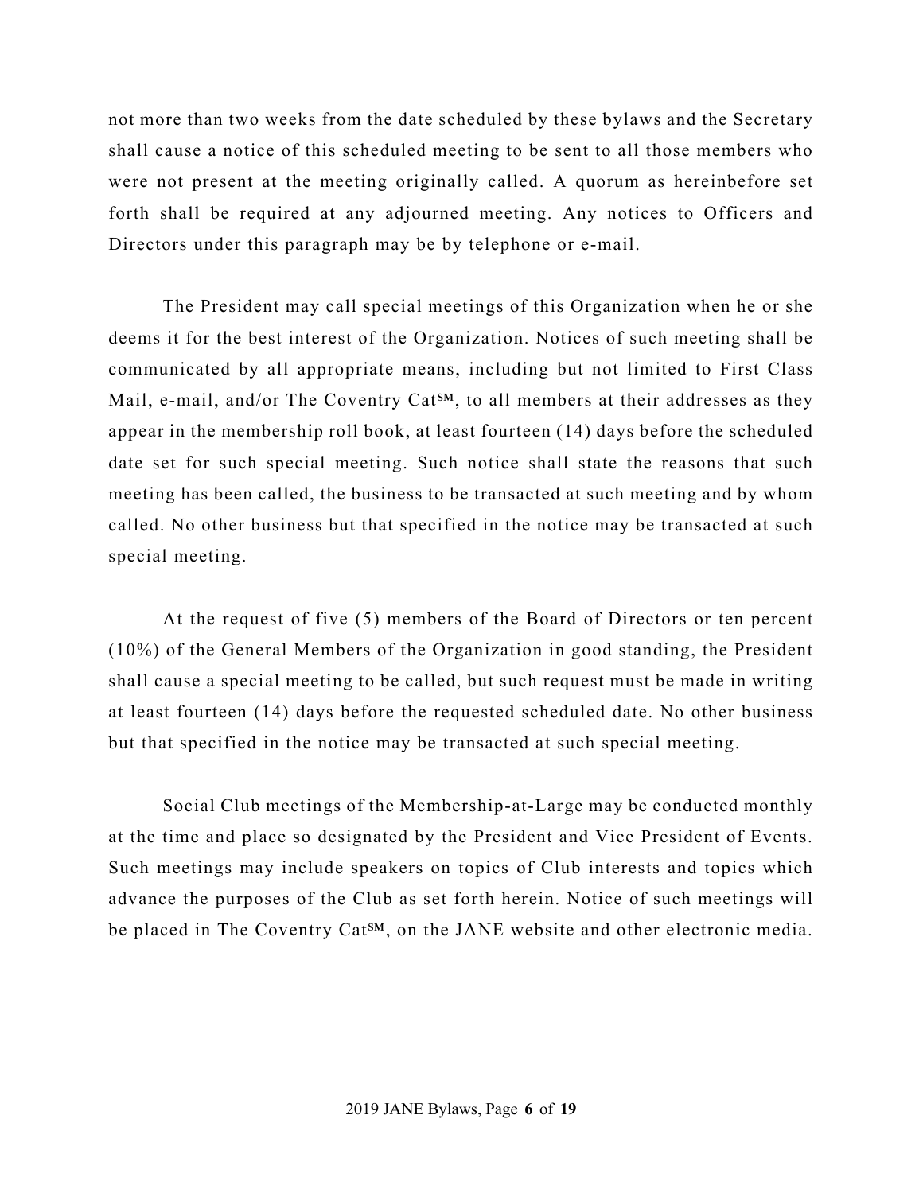not more than two weeks from the date scheduled by these bylaws and the Secretary shall cause a notice of this scheduled meeting to be sent to all those members who were not present at the meeting originally called. A quorum as hereinbefore set forth shall be required at any adjourned meeting. Any notices to Officers and Directors under this paragraph may be by telephone or e-mail.

The President may call special meetings of this Organization when he or she deems it for the best interest of the Organization. Notices of such meeting shall be communicated by all appropriate means, including but not limited to First Class Mail, e-mail, and/or The Coventry Cat℠, to all members at their addresses as they appear in the membership roll book, at least fourteen (14) days before the scheduled date set for such special meeting. Such notice shall state the reasons that such meeting has been called, the business to be transacted at such meeting and by whom called. No other business but that specified in the notice may be transacted at such special meeting.

At the request of five (5) members of the Board of Directors or ten percent (10%) of the General Members of the Organization in good standing, the President shall cause a special meeting to be called, but such request must be made in writing at least fourteen (14) days before the requested scheduled date. No other business but that specified in the notice may be transacted at such special meeting.

Social Club meetings of the Membership-at-Large may be conducted monthly at the time and place so designated by the President and Vice President of Events. Such meetings may include speakers on topics of Club interests and topics which advance the purposes of the Club as set forth herein. Notice of such meetings will be placed in The Coventry Cat℠, on the JANE website and other electronic media.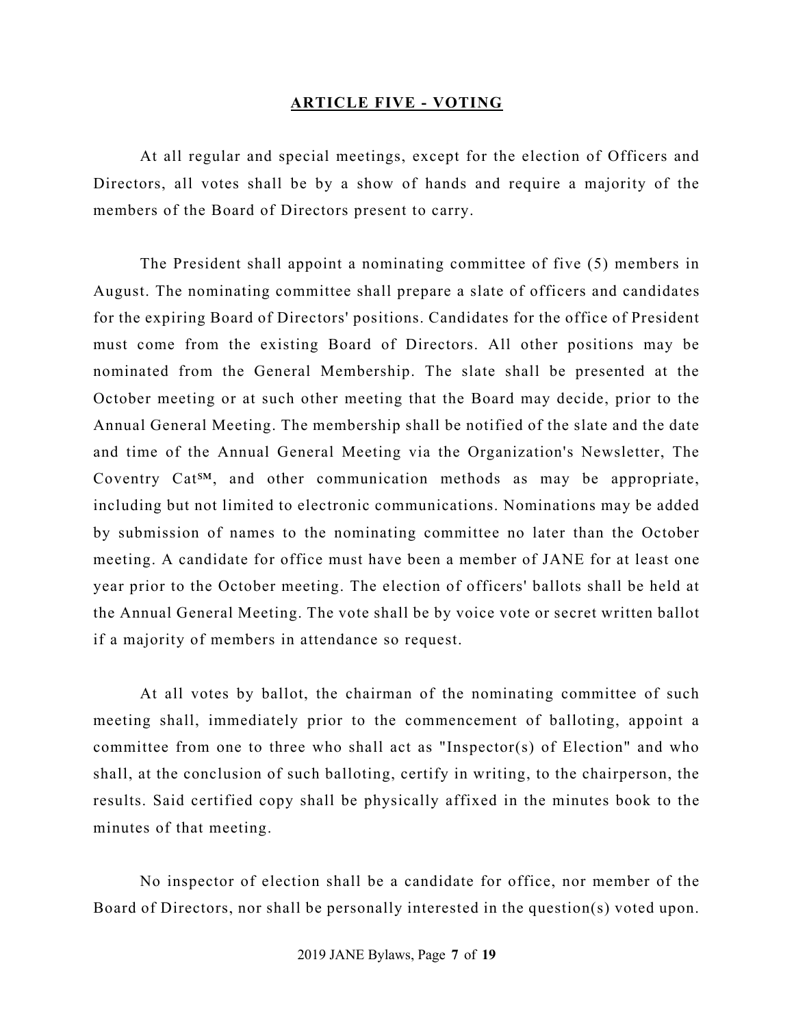## ARTICLE FIVE - VOTING

At all regular and special meetings, except for the election of Officers and Directors, all votes shall be by a show of hands and require a majority of the members of the Board of Directors present to carry.

The President shall appoint a nominating committee of five (5) members in August. The nominating committee shall prepare a slate of officers and candidates for the expiring Board of Directors' positions. Candidates for the office of President must come from the existing Board of Directors. All other positions may be nominated from the General Membership. The slate shall be presented at the October meeting or at such other meeting that the Board may decide, prior to the Annual General Meeting. The membership shall be notified of the slate and the date and time of the Annual General Meeting via the Organization's Newsletter, The Coventry Cat℠, and other communication methods as may be appropriate, including but not limited to electronic communications. Nominations may be added by submission of names to the nominating committee no later than the October meeting. A candidate for office must have been a member of JANE for at least one year prior to the October meeting. The election of officers' ballots shall be held at the Annual General Meeting. The vote shall be by voice vote or secret written ballot if a majority of members in attendance so request.

At all votes by ballot, the chairman of the nominating committee of such meeting shall, immediately prior to the commencement of balloting, appoint a committee from one to three who shall act as "Inspector(s) of Election" and who shall, at the conclusion of such balloting, certify in writing, to the chairperson, the results. Said certified copy shall be physically affixed in the minutes book to the minutes of that meeting.

No inspector of election shall be a candidate for office, nor member of the Board of Directors, nor shall be personally interested in the question(s) voted upon.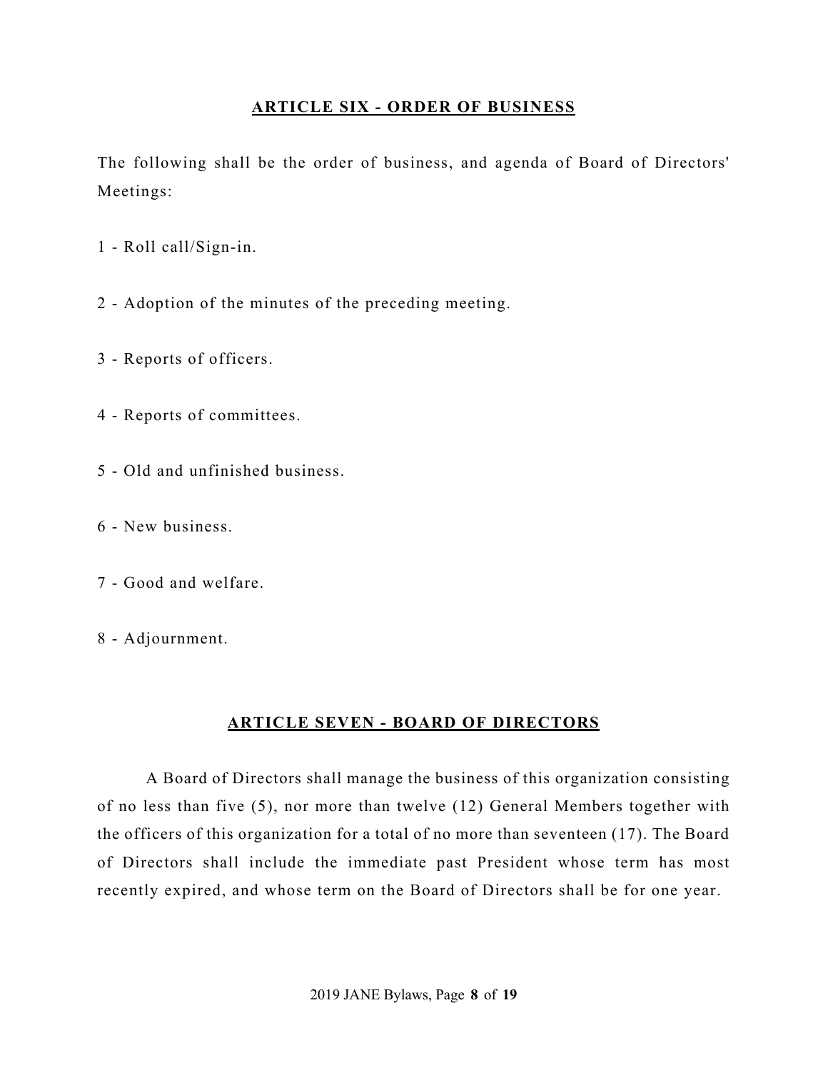## ARTICLE SIX - ORDER OF BUSINESS

The following shall be the order of business, and agenda of Board of Directors' Meetings:

1 - Roll call/Sign-in.

2 - Adoption of the minutes of the preceding meeting.

3 - Reports of officers.

4 - Reports of committees.

5 - Old and unfinished business.

6 - New business.

7 - Good and welfare.

8 - Adjournment.

## ARTICLE SEVEN - BOARD OF DIRECTORS

A Board of Directors shall manage the business of this organization consisting of no less than five (5), nor more than twelve (12) General Members together with the officers of this organization for a total of no more than seventeen (17). The Board of Directors shall include the immediate past President whose term has most recently expired, and whose term on the Board of Directors shall be for one year.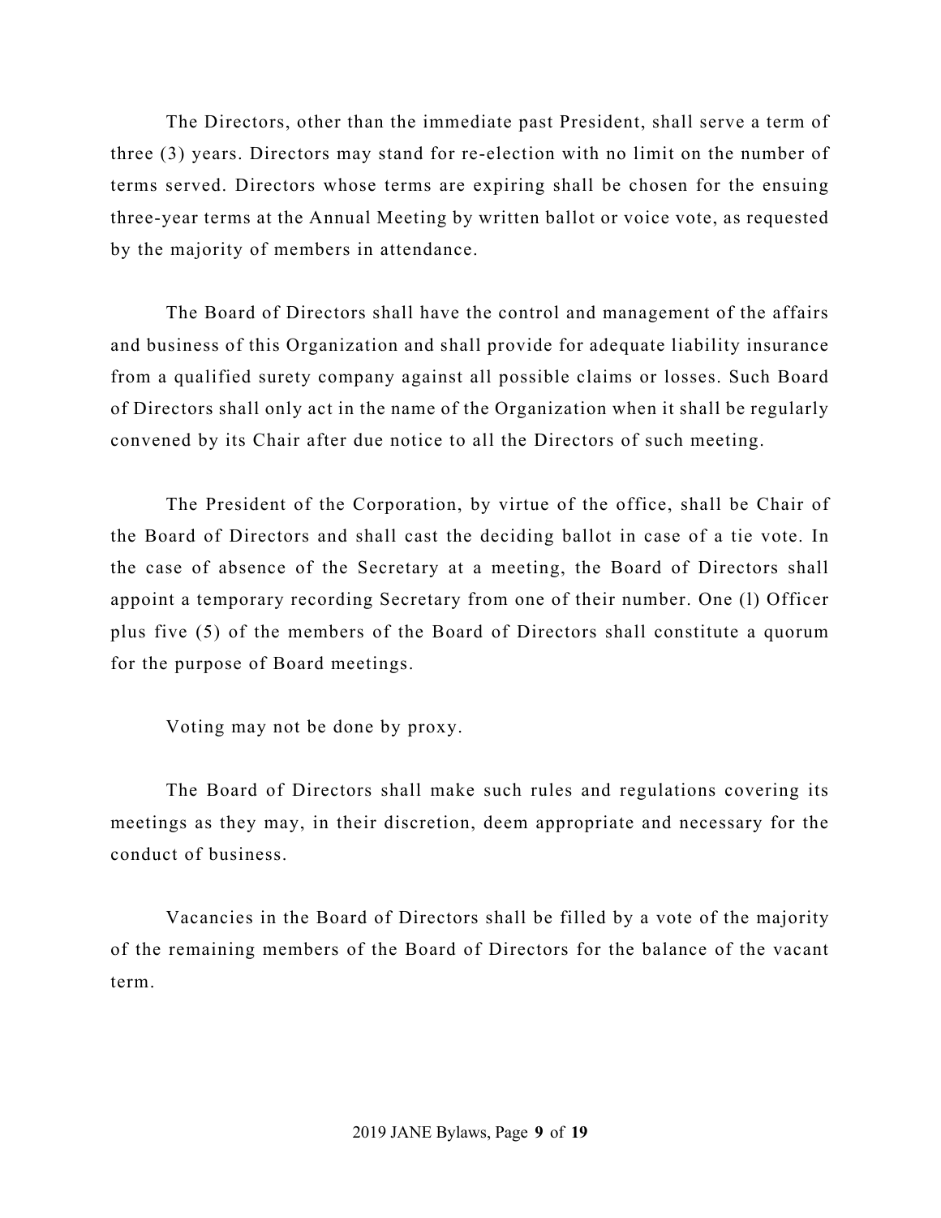The Directors, other than the immediate past President, shall serve a term of three (3) years. Directors may stand for re-election with no limit on the number of terms served. Directors whose terms are expiring shall be chosen for the ensuing three-year terms at the Annual Meeting by written ballot or voice vote, as requested by the majority of members in attendance.

The Board of Directors shall have the control and management of the affairs and business of this Organization and shall provide for adequate liability insurance from a qualified surety company against all possible claims or losses. Such Board of Directors shall only act in the name of the Organization when it shall be regularly convened by its Chair after due notice to all the Directors of such meeting.

The President of the Corporation, by virtue of the office, shall be Chair of the Board of Directors and shall cast the deciding ballot in case of a tie vote. In the case of absence of the Secretary at a meeting, the Board of Directors shall appoint a temporary recording Secretary from one of their number. One (l) Officer plus five (5) of the members of the Board of Directors shall constitute a quorum for the purpose of Board meetings.

Voting may not be done by proxy.

The Board of Directors shall make such rules and regulations covering its meetings as they may, in their discretion, deem appropriate and necessary for the conduct of business.

Vacancies in the Board of Directors shall be filled by a vote of the majority of the remaining members of the Board of Directors for the balance of the vacant term.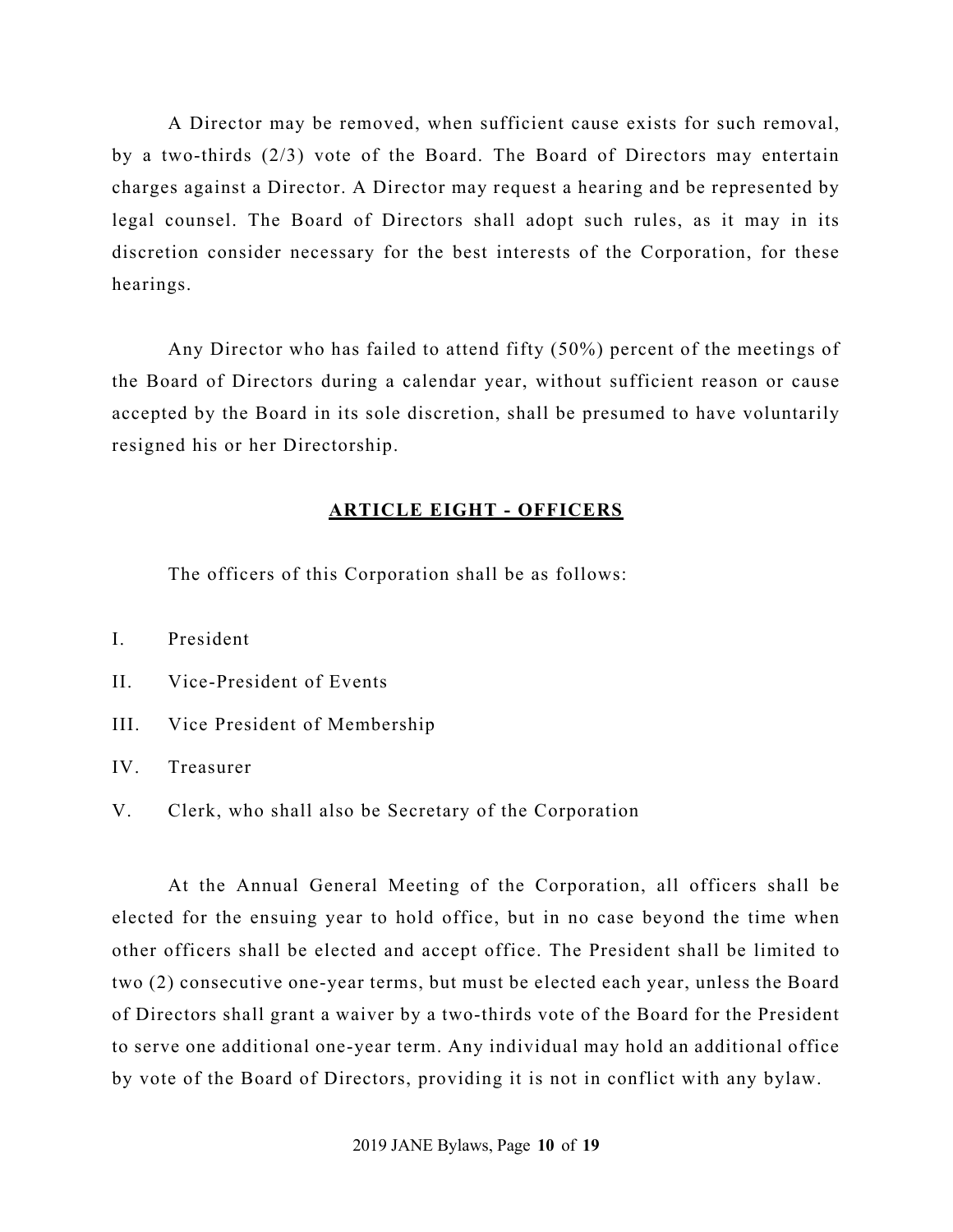A Director may be removed, when sufficient cause exists for such removal, by a two-thirds (2/3) vote of the Board. The Board of Directors may entertain charges against a Director. A Director may request a hearing and be represented by legal counsel. The Board of Directors shall adopt such rules, as it may in its discretion consider necessary for the best interests of the Corporation, for these hearings.

Any Director who has failed to attend fifty (50%) percent of the meetings of the Board of Directors during a calendar year, without sufficient reason or cause accepted by the Board in its sole discretion, shall be presumed to have voluntarily resigned his or her Directorship.

## ARTICLE EIGHT - OFFICERS

The officers of this Corporation shall be as follows:

I. President

II. Vice-President of Events

III. Vice President of Membership

IV. Treasurer

V. Clerk, who shall also be Secretary of the Corporation

At the Annual General Meeting of the Corporation, all officers shall be elected for the ensuing year to hold office, but in no case beyond the time when other officers shall be elected and accept office. The President shall be limited to two (2) consecutive one-year terms, but must be elected each year, unless the Board of Directors shall grant a waiver by a two-thirds vote of the Board for the President to serve one additional one-year term. Any individual may hold an additional office by vote of the Board of Directors, providing it is not in conflict with any bylaw.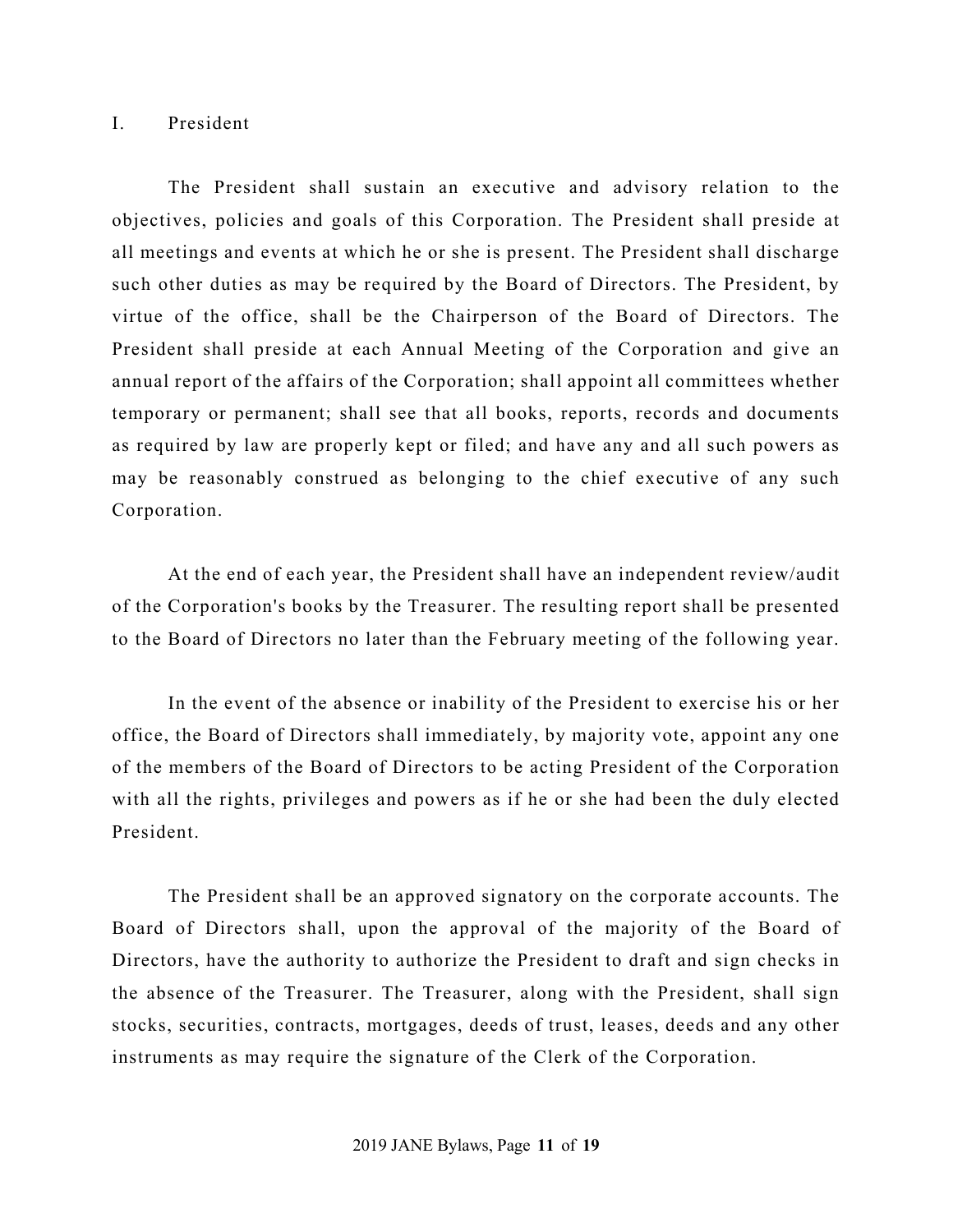## I. President

The President shall sustain an executive and advisory relation to the objectives, policies and goals of this Corporation. The President shall preside at all meetings and events at which he or she is present. The President shall discharge such other duties as may be required by the Board of Directors. The President, by virtue of the office, shall be the Chairperson of the Board of Directors. The President shall preside at each Annual Meeting of the Corporation and give an annual report of the affairs of the Corporation; shall appoint all committees whether temporary or permanent; shall see that all books, reports, records and documents as required by law are properly kept or filed; and have any and all such powers as may be reasonably construed as belonging to the chief executive of any such Corporation.

At the end of each year, the President shall have an independent review/audit of the Corporation's books by the Treasurer. The resulting report shall be presented to the Board of Directors no later than the February meeting of the following year.

In the event of the absence or inability of the President to exercise his or her office, the Board of Directors shall immediately, by majority vote, appoint any one of the members of the Board of Directors to be acting President of the Corporation with all the rights, privileges and powers as if he or she had been the duly elected President.

The President shall be an approved signatory on the corporate accounts. The Board of Directors shall, upon the approval of the majority of the Board of Directors, have the authority to authorize the President to draft and sign checks in the absence of the Treasurer. The Treasurer, along with the President, shall sign stocks, securities, contracts, mortgages, deeds of trust, leases, deeds and any other instruments as may require the signature of the Clerk of the Corporation.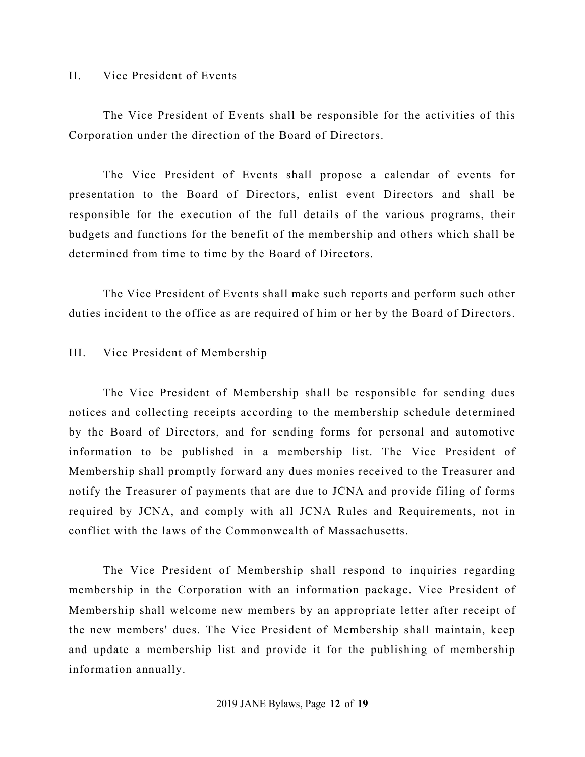II. Vice President of Events

The Vice President of Events shall be responsible for the activities of this Corporation under the direction of the Board of Directors.

The Vice President of Events shall propose a calendar of events for presentation to the Board of Directors, enlist event Directors and shall be responsible for the execution of the full details of the various programs, their budgets and functions for the benefit of the membership and others which shall be determined from time to time by the Board of Directors.

The Vice President of Events shall make such reports and perform such other duties incident to the office as are required of him or her by the Board of Directors.

III. Vice President of Membership

The Vice President of Membership shall be responsible for sending dues notices and collecting receipts according to the membership schedule determined by the Board of Directors, and for sending forms for personal and automotive information to be published in a membership list. The Vice President of Membership shall promptly forward any dues monies received to the Treasurer and notify the Treasurer of payments that are due to JCNA and provide filing of forms required by JCNA, and comply with all JCNA Rules and Requirements, not in conflict with the laws of the Commonwealth of Massachusetts.

The Vice President of Membership shall respond to inquiries regarding membership in the Corporation with an information package. Vice President of Membership shall welcome new members by an appropriate letter after receipt of the new members' dues. The Vice President of Membership shall maintain, keep and update a membership list and provide it for the publishing of membership information annually.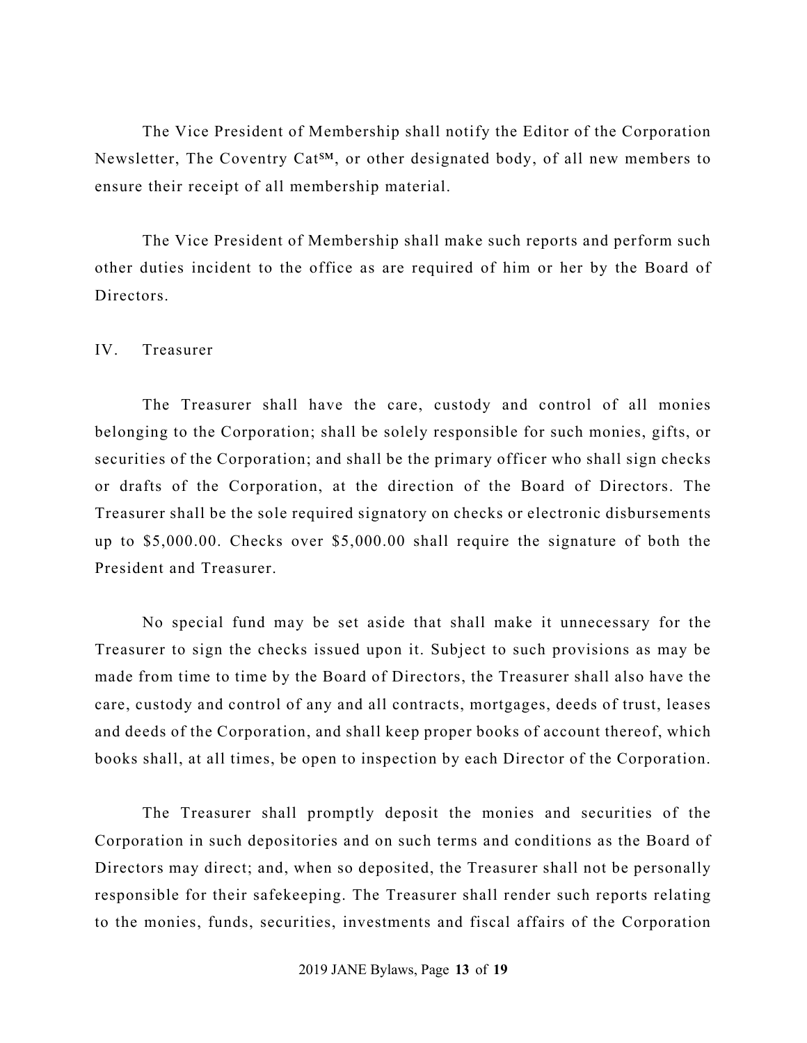The Vice President of Membership shall notify the Editor of the Corporation Newsletter, The Coventry Cat℠, or other designated body, of all new members to ensure their receipt of all membership material.

The Vice President of Membership shall make such reports and perform such other duties incident to the office as are required of him or her by the Board of Directors.

## IV. Treasurer

The Treasurer shall have the care, custody and control of all monies belonging to the Corporation; shall be solely responsible for such monies, gifts, or securities of the Corporation; and shall be the primary officer who shall sign checks or drafts of the Corporation, at the direction of the Board of Directors. The Treasurer shall be the sole required signatory on checks or electronic disbursements up to $5,000.00. Checks over $5,000.00 shall require the signature of both the President and Treasurer.

No special fund may be set aside that shall make it unnecessary for the Treasurer to sign the checks issued upon it. Subject to such provisions as may be made from time to time by the Board of Directors, the Treasurer shall also have the care, custody and control of any and all contracts, mortgages, deeds of trust, leases and deeds of the Corporation, and shall keep proper books of account thereof, which books shall, at all times, be open to inspection by each Director of the Corporation.

The Treasurer shall promptly deposit the monies and securities of the Corporation in such depositories and on such terms and conditions as the Board of Directors may direct; and, when so deposited, the Treasurer shall not be personally responsible for their safekeeping. The Treasurer shall render such reports relating to the monies, funds, securities, investments and fiscal affairs of the Corporation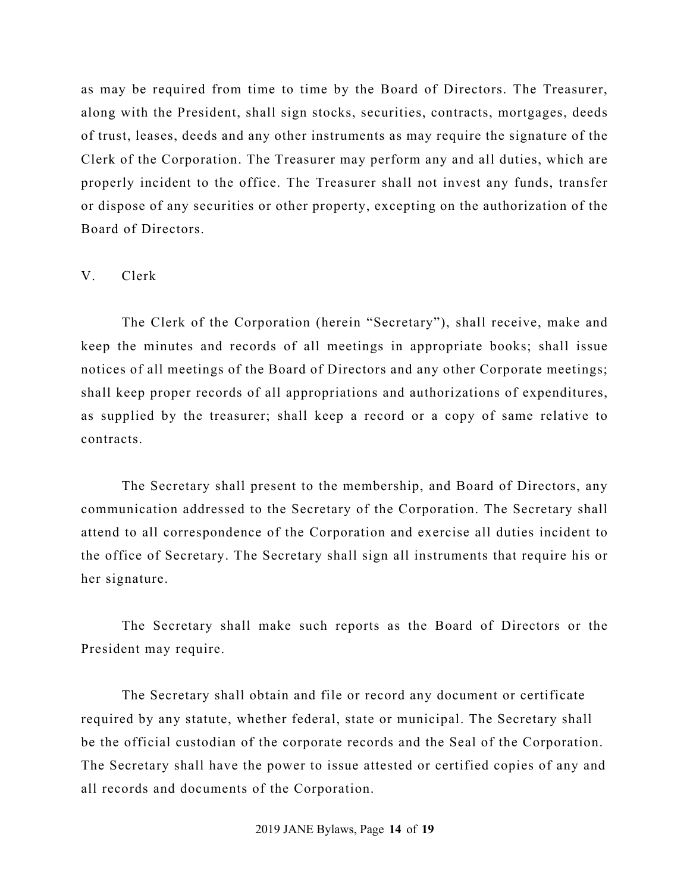as may be required from time to time by the Board of Directors. The Treasurer, along with the President, shall sign stocks, securities, contracts, mortgages, deeds of trust, leases, deeds and any other instruments as may require the signature of the Clerk of the Corporation. The Treasurer may perform any and all duties, which are properly incident to the office. The Treasurer shall not invest any funds, transfer or dispose of any securities or other property, excepting on the authorization of the Board of Directors.

### V. Clerk

The Clerk of the Corporation (herein "Secretary"), shall receive, make and keep the minutes and records of all meetings in appropriate books; shall issue notices of all meetings of the Board of Directors and any other Corporate meetings; shall keep proper records of all appropriations and authorizations of expenditures, as supplied by the treasurer; shall keep a record or a copy of same relative to contracts.

The Secretary shall present to the membership, and Board of Directors, any communication addressed to the Secretary of the Corporation. The Secretary shall attend to all correspondence of the Corporation and exercise all duties incident to the office of Secretary. The Secretary shall sign all instruments that require his or her signature.

The Secretary shall make such reports as the Board of Directors or the President may require.

The Secretary shall obtain and file or record any document or certificate required by any statute, whether federal, state or municipal. The Secretary shall be the official custodian of the corporate records and the Seal of the Corporation. The Secretary shall have the power to issue attested or certified copies of any and all records and documents of the Corporation.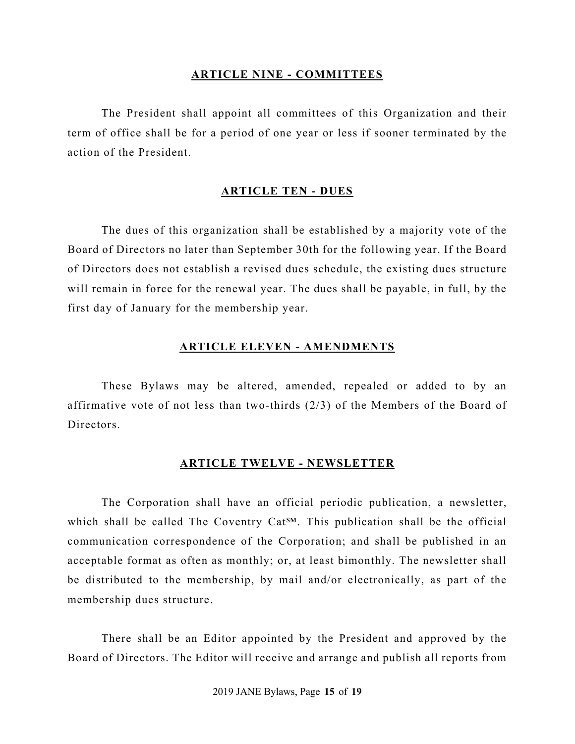## ARTICLE NINE - COMMITTEES

The President shall appoint all committees of this Organization and their term of office shall be for a period of one year or less if sooner terminated by the action of the President.

## ARTICLE TEN - DUES

The dues of this organization shall be established by a majority vote of the Board of Directors no later than September 30th for the following year. If the Board of Directors does not establish a revised dues schedule, the existing dues structure will remain in force for the renewal year. The dues shall be payable, in full, by the first day of January for the membership year.

## ARTICLE ELEVEN - AMENDMENTS

These Bylaws may be altered, amended, repealed or added to by an affirmative vote of not less than two-thirds (2/3) of the Members of the Board of Directors.

## ARTICLE TWELVE - NEWSLETTER

The Corporation shall have an official periodic publication, a newsletter, which shall be called The Coventry Cat℠. This publication shall be the official communication correspondence of the Corporation; and shall be published in an acceptable format as often as monthly; or, at least bimonthly. The newsletter shall be distributed to the membership, by mail and/or electronically, as part of the membership dues structure.

There shall be an Editor appointed by the President and approved by the Board of Directors. The Editor will receive and arrange and publish all reports from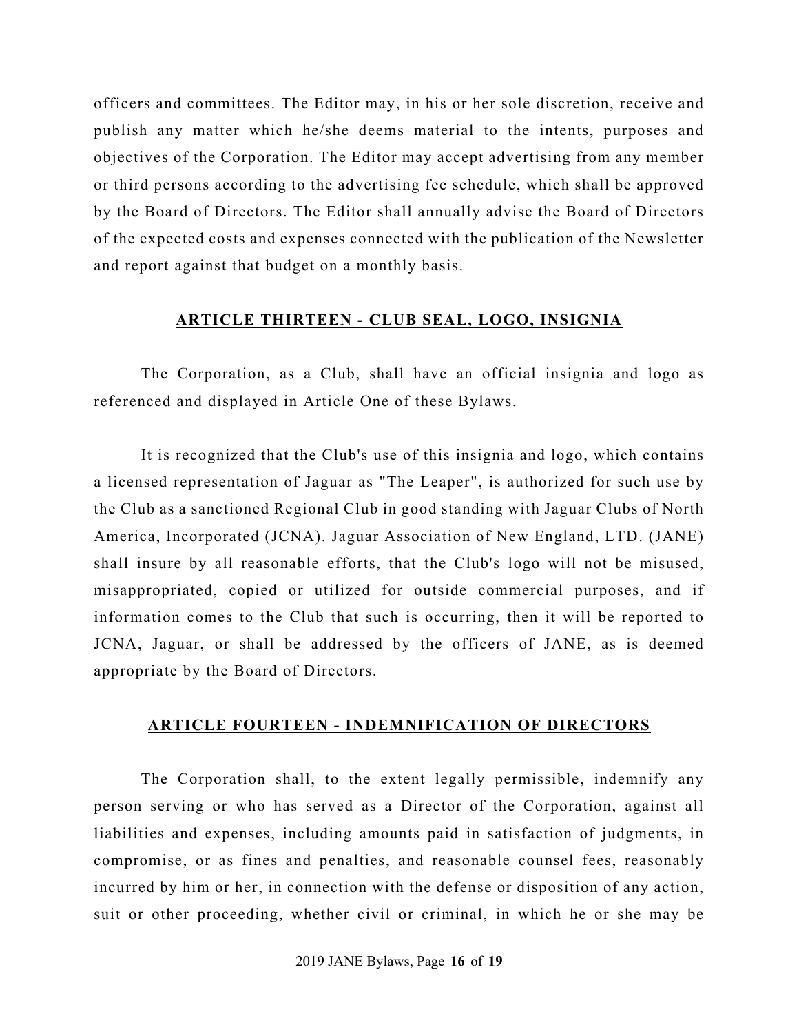officers and committees. The Editor may, in his or her sole discretion, receive and publish any matter which he/she deems material to the intents, purposes and objectives of the Corporation. The Editor may accept advertising from any member or third persons according to the advertising fee schedule, which shall be approved by the Board of Directors. The Editor shall annually advise the Board of Directors of the expected costs and expenses connected with the publication of the Newsletter and report against that budget on a monthly basis.

## ARTICLE THIRTEEN - CLUB SEAL, LOGO, INSIGNIA

The Corporation, as a Club, shall have an official insignia and logo as referenced and displayed in Article One of these Bylaws.

It is recognized that the Club's use of this insignia and logo, which contains a licensed representation of Jaguar as "The Leaper", is authorized for such use by the Club as a sanctioned Regional Club in good standing with Jaguar Clubs of North America, Incorporated (JCNA). Jaguar Association of New England, LTD. (JANE) shall insure by all reasonable efforts, that the Club's logo will not be misused, misappropriated, copied or utilized for outside commercial purposes, and if information comes to the Club that such is occurring, then it will be reported to JCNA, Jaguar, or shall be addressed by the officers of JANE, as is deemed appropriate by the Board of Directors.

## ARTICLE FOURTEEN - INDEMNIFICATION OF DIRECTORS

The Corporation shall, to the extent legally permissible, indemnify any person serving or who has served as a Director of the Corporation, against all liabilities and expenses, including amounts paid in satisfaction of judgments, in compromise, or as fines and penalties, and reasonable counsel fees, reasonably incurred by him or her, in connection with the defense or disposition of any action, suit or other proceeding, whether civil or criminal, in which he or she may be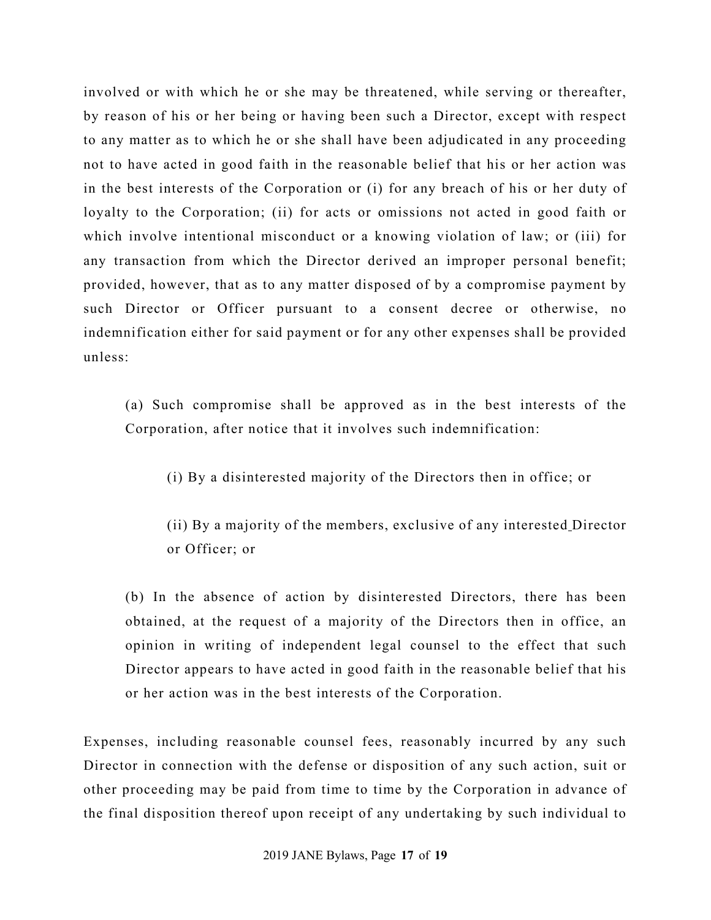involved or with which he or she may be threatened, while serving or thereafter, by reason of his or her being or having been such a Director, except with respect to any matter as to which he or she shall have been adjudicated in any proceeding not to have acted in good faith in the reasonable belief that his or her action was in the best interests of the Corporation or (i) for any breach of his or her duty of loyalty to the Corporation; (ii) for acts or omissions not acted in good faith or which involve intentional misconduct or a knowing violation of law; or (iii) for any transaction from which the Director derived an improper personal benefit; provided, however, that as to any matter disposed of by a compromise payment by such Director or Officer pursuant to a consent decree or otherwise, no indemnification either for said payment or for any other expenses shall be provided unless:

> (a) Such compromise shall be approved as in the best interests of the Corporation, after notice that it involves such indemnification:
>
> > (i) By a disinterested majority of the Directors then in office; or
> >
> > (ii) By a majority of the members, exclusive of any interested Director or Officer; or
>
> (b) In the absence of action by disinterested Directors, there has been obtained, at the request of a majority of the Directors then in office, an opinion in writing of independent legal counsel to the effect that such Director appears to have acted in good faith in the reasonable belief that his or her action was in the best interests of the Corporation.

Expenses, including reasonable counsel fees, reasonably incurred by any such Director in connection with the defense or disposition of any such action, suit or other proceeding may be paid from time to time by the Corporation in advance of the final disposition thereof upon receipt of any undertaking by such individual to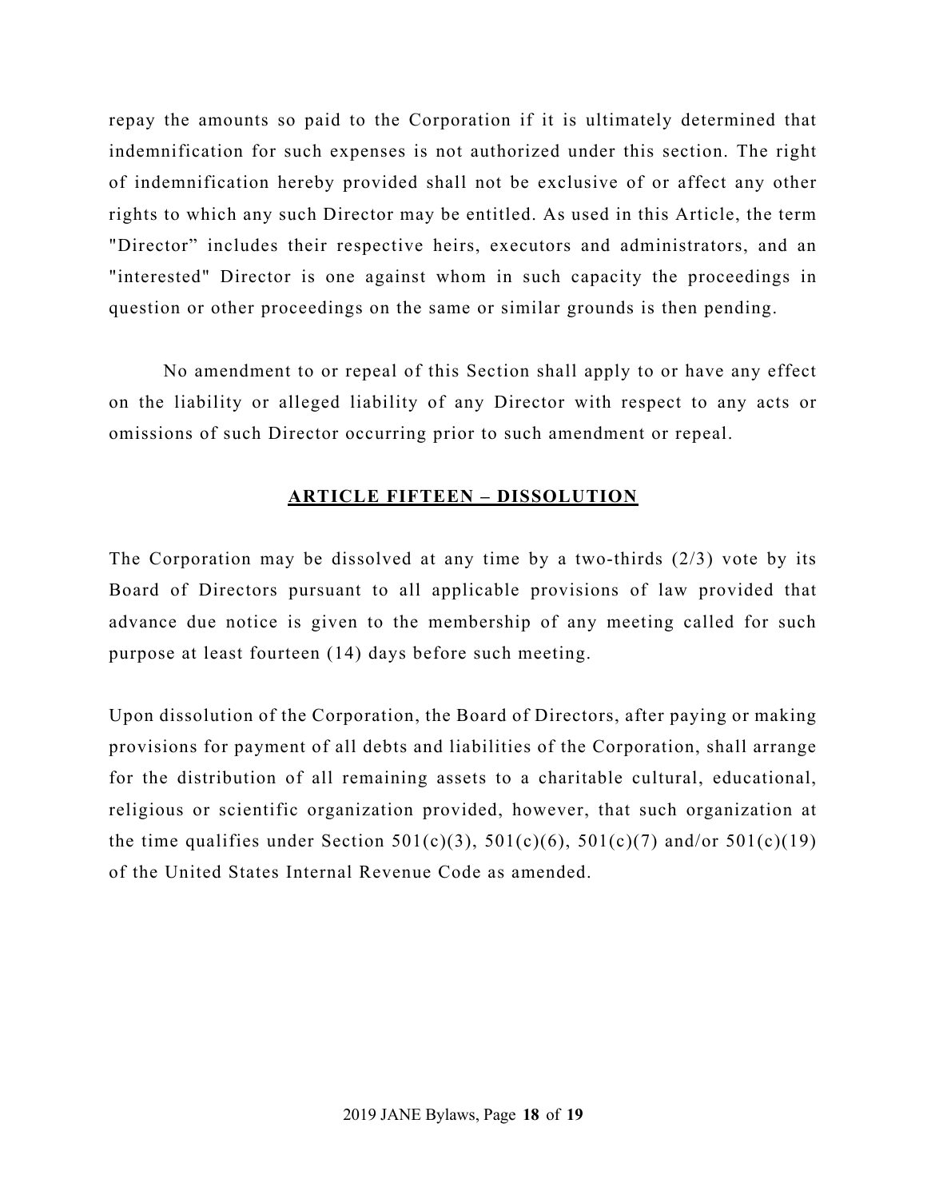repay the amounts so paid to the Corporation if it is ultimately determined that indemnification for such expenses is not authorized under this section. The right of indemnification hereby provided shall not be exclusive of or affect any other rights to which any such Director may be entitled. As used in this Article, the term "Director" includes their respective heirs, executors and administrators, and an "interested" Director is one against whom in such capacity the proceedings in question or other proceedings on the same or similar grounds is then pending.

No amendment to or repeal of this Section shall apply to or have any effect on the liability or alleged liability of any Director with respect to any acts or omissions of such Director occurring prior to such amendment or repeal.

## ARTICLE FIFTEEN – DISSOLUTION

The Corporation may be dissolved at any time by a two-thirds (2/3) vote by its Board of Directors pursuant to all applicable provisions of law provided that advance due notice is given to the membership of any meeting called for such purpose at least fourteen (14) days before such meeting.

Upon dissolution of the Corporation, the Board of Directors, after paying or making provisions for payment of all debts and liabilities of the Corporation, shall arrange for the distribution of all remaining assets to a charitable cultural, educational, religious or scientific organization provided, however, that such organization at the time qualifies under Section 501(c)(3), 501(c)(6), 501(c)(7) and/or 501(c)(19) of the United States Internal Revenue Code as amended.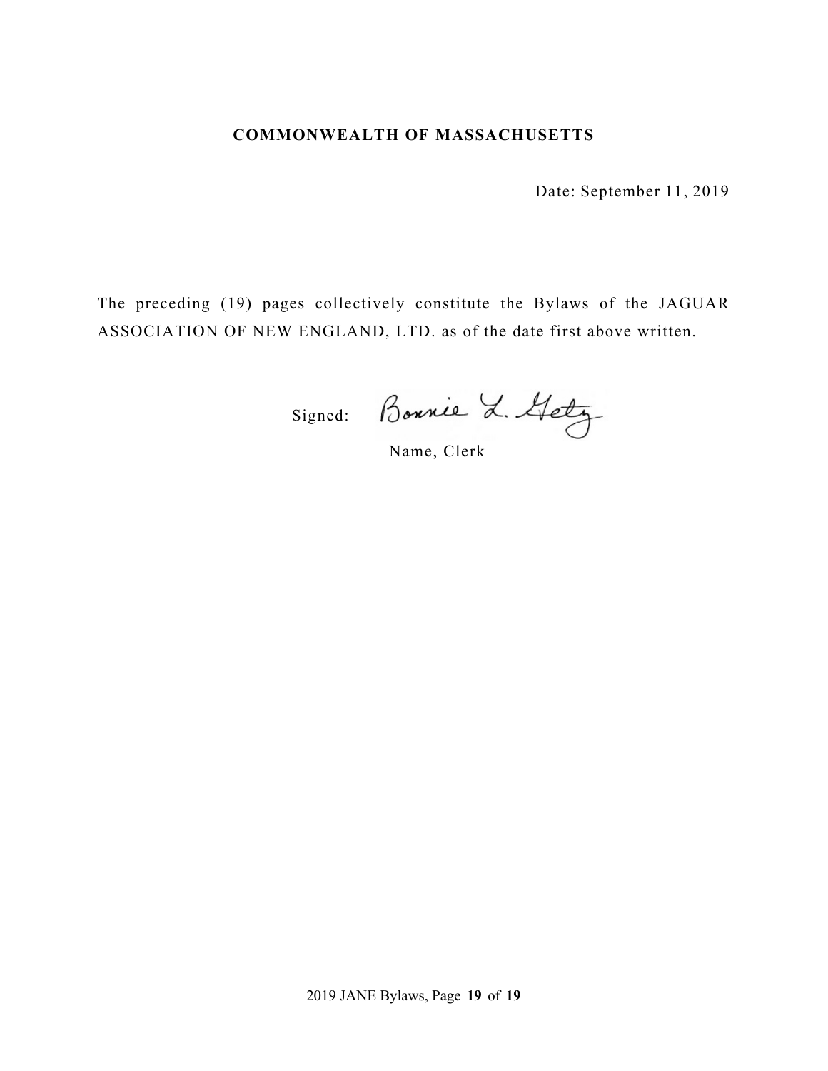**COMMONWEALTH OF MASSACHUSETTS**

Date: September 11, 2019

The preceding (19) pages collectively constitute the Bylaws of the JAGUAR ASSOCIATION OF NEW ENGLAND, LTD. as of the date first above written.

Signed: Bonnie L. Getz

Name, Clerk